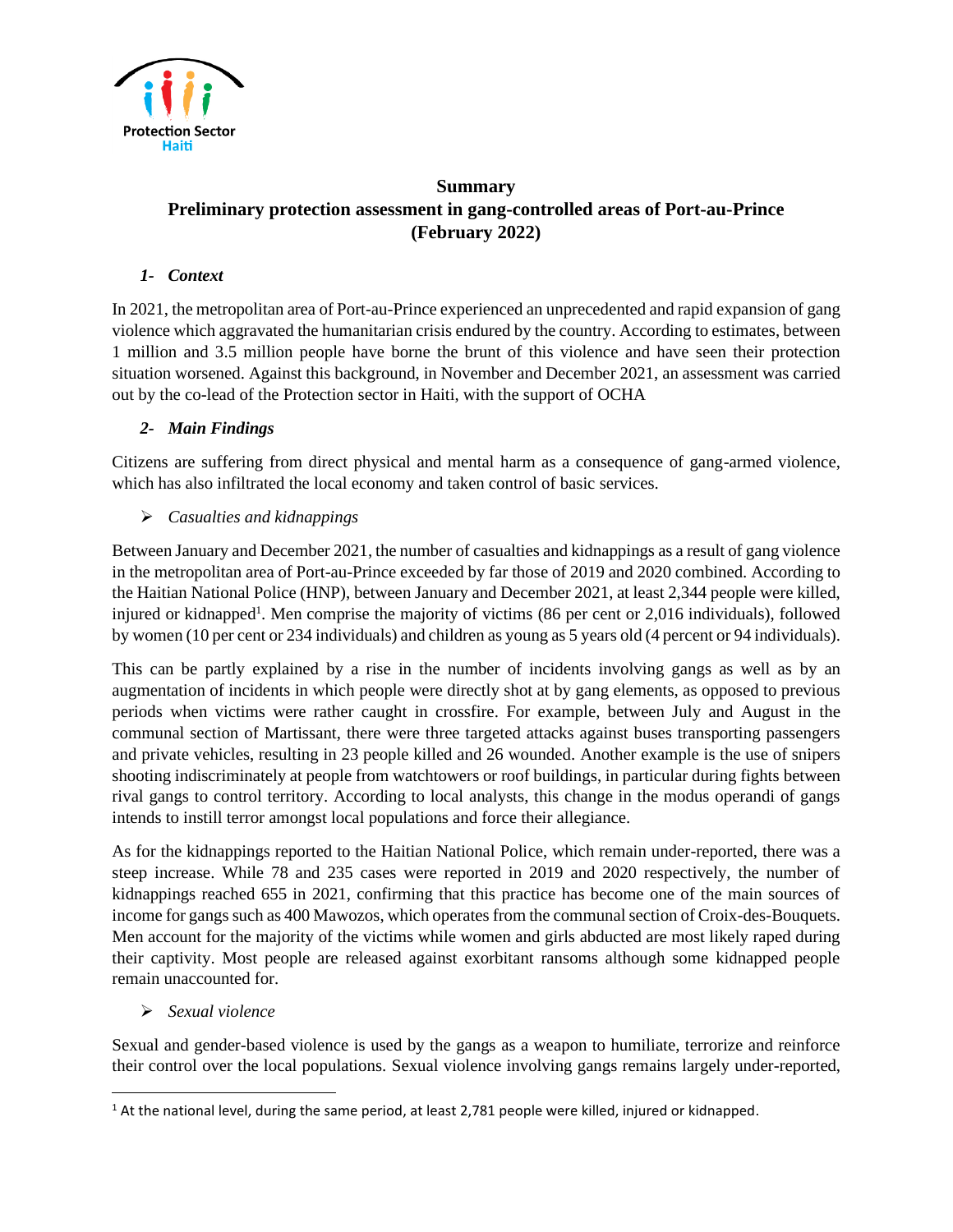Protection Sector
Haiti

# Summary
# Preliminary protection assessment in gang-controlled areas of Port-au-Prince (February 2022)

## 1- *Context*

In 2021, the metropolitan area of Port-au-Prince experienced an unprecedented and rapid expansion of gang violence which aggravated the humanitarian crisis endured by the country. According to estimates, between 1 million and 3.5 million people have borne the brunt of this violence and have seen their protection situation worsened. Against this background, in November and December 2021, an assessment was carried out by the co-lead of the Protection sector in Haiti, with the support of OCHA

## 2- *Main Findings*

Citizens are suffering from direct physical and mental harm as a consequence of gang-armed violence, which has also infiltrated the local economy and taken control of basic services.

- *Casualties and kidnappings*

Between January and December 2021, the number of casualties and kidnappings as a result of gang violence in the metropolitan area of Port-au-Prince exceeded by far those of 2019 and 2020 combined. According to the Haitian National Police (HNP), between January and December 2021, at least 2,344 people were killed, injured or kidnapped[1]. Men comprise the majority of victims (86 per cent or 2,016 individuals), followed by women (10 per cent or 234 individuals) and children as young as 5 years old (4 percent or 94 individuals).

This can be partly explained by a rise in the number of incidents involving gangs as well as by an augmentation of incidents in which people were directly shot at by gang elements, as opposed to previous periods when victims were rather caught in crossfire. For example, between July and August in the communal section of Martissant, there were three targeted attacks against buses transporting passengers and private vehicles, resulting in 23 people killed and 26 wounded. Another example is the use of snipers shooting indiscriminately at people from watchtowers or roof buildings, in particular during fights between rival gangs to control territory. According to local analysts, this change in the modus operandi of gangs intends to instill terror amongst local populations and force their allegiance.

As for the kidnappings reported to the Haitian National Police, which remain under-reported, there was a steep increase. While 78 and 235 cases were reported in 2019 and 2020 respectively, the number of kidnappings reached 655 in 2021, confirming that this practice has become one of the main sources of income for gangs such as 400 Mawozos, which operates from the communal section of Croix-des-Bouquets. Men account for the majority of the victims while women and girls abducted are most likely raped during their captivity. Most people are released against exorbitant ransoms although some kidnapped people remain unaccounted for.

- *Sexual violence*

Sexual and gender-based violence is used by the gangs as a weapon to humiliate, terrorize and reinforce their control over the local populations. Sexual violence involving gangs remains largely under-reported,

---

[1] At the national level, during the same period, at least 2,781 people were killed, injured or kidnapped.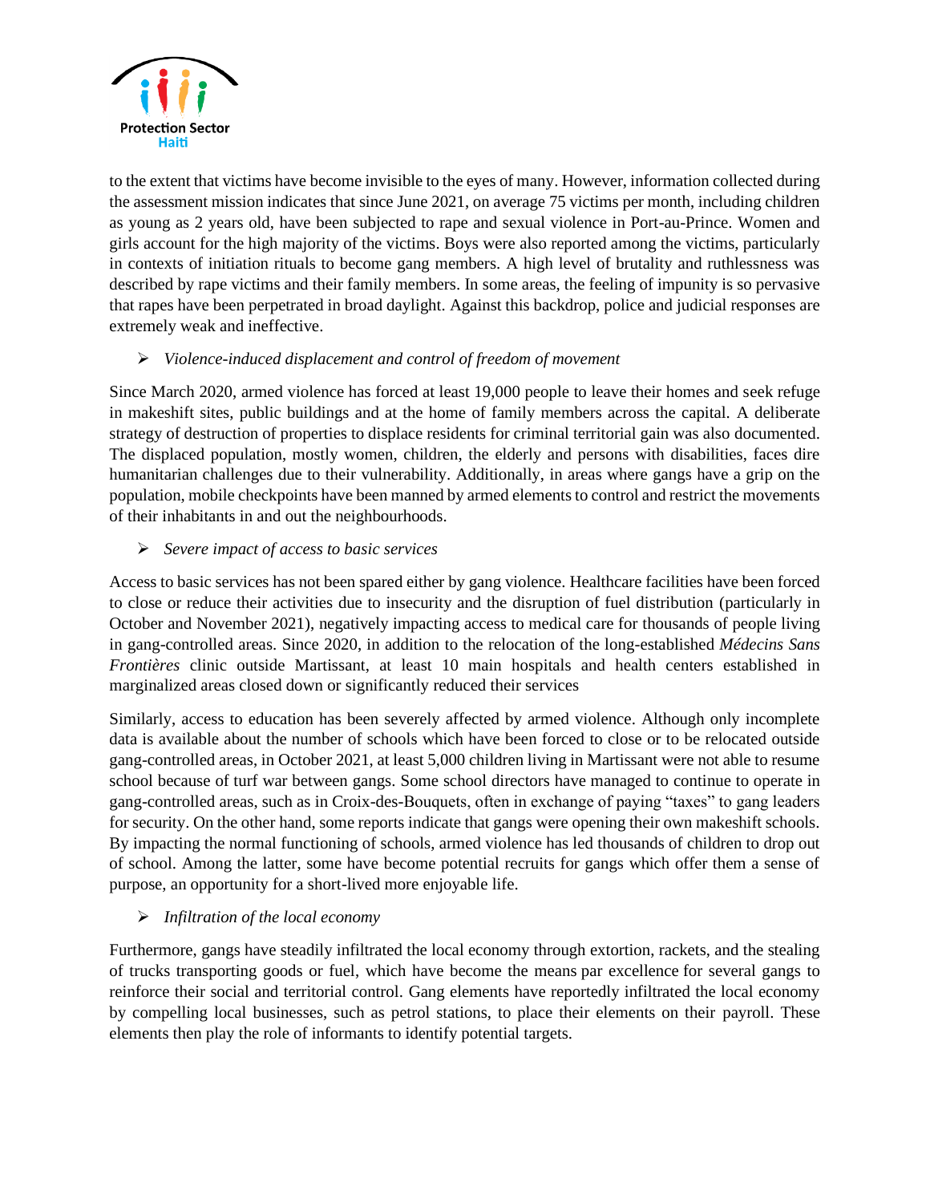to the extent that victims have become invisible to the eyes of many. However, information collected during the assessment mission indicates that since June 2021, on average 75 victims per month, including children as young as 2 years old, have been subjected to rape and sexual violence in Port-au-Prince. Women and girls account for the high majority of the victims. Boys were also reported among the victims, particularly in contexts of initiation rituals to become gang members. A high level of brutality and ruthlessness was described by rape victims and their family members. In some areas, the feeling of impunity is so pervasive that rapes have been perpetrated in broad daylight. Against this backdrop, police and judicial responses are extremely weak and ineffective.

- *Violence-induced displacement and control of freedom of movement*

Since March 2020, armed violence has forced at least 19,000 people to leave their homes and seek refuge in makeshift sites, public buildings and at the home of family members across the capital. A deliberate strategy of destruction of properties to displace residents for criminal territorial gain was also documented. The displaced population, mostly women, children, the elderly and persons with disabilities, faces dire humanitarian challenges due to their vulnerability. Additionally, in areas where gangs have a grip on the population, mobile checkpoints have been manned by armed elements to control and restrict the movements of their inhabitants in and out the neighbourhoods.

- *Severe impact of access to basic services*

Access to basic services has not been spared either by gang violence. Healthcare facilities have been forced to close or reduce their activities due to insecurity and the disruption of fuel distribution (particularly in October and November 2021), negatively impacting access to medical care for thousands of people living in gang-controlled areas. Since 2020, in addition to the relocation of the long-established *Médecins Sans Frontières* clinic outside Martissant, at least 10 main hospitals and health centers established in marginalized areas closed down or significantly reduced their services

Similarly, access to education has been severely affected by armed violence. Although only incomplete data is available about the number of schools which have been forced to close or to be relocated outside gang-controlled areas, in October 2021, at least 5,000 children living in Martissant were not able to resume school because of turf war between gangs. Some school directors have managed to continue to operate in gang-controlled areas, such as in Croix-des-Bouquets, often in exchange of paying "taxes" to gang leaders for security. On the other hand, some reports indicate that gangs were opening their own makeshift schools. By impacting the normal functioning of schools, armed violence has led thousands of children to drop out of school. Among the latter, some have become potential recruits for gangs which offer them a sense of purpose, an opportunity for a short-lived more enjoyable life.

- *Infiltration of the local economy*

Furthermore, gangs have steadily infiltrated the local economy through extortion, rackets, and the stealing of trucks transporting goods or fuel, which have become the means par excellence for several gangs to reinforce their social and territorial control. Gang elements have reportedly infiltrated the local economy by compelling local businesses, such as petrol stations, to place their elements on their payroll. These elements then play the role of informants to identify potential targets.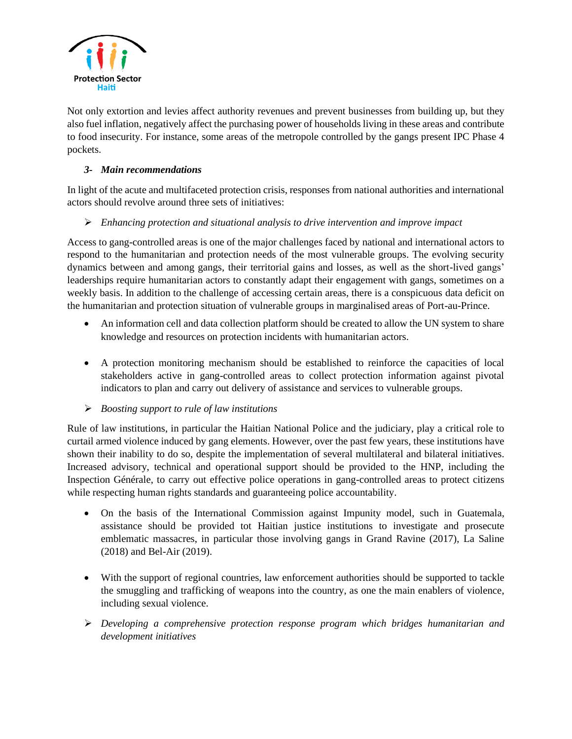Not only extortion and levies affect authority revenues and prevent businesses from building up, but they also fuel inflation, negatively affect the purchasing power of households living in these areas and contribute to food insecurity. For instance, some areas of the metropole controlled by the gangs present IPC Phase 4 pockets.

### *3- Main recommendations*

In light of the acute and multifaceted protection crisis, responses from national authorities and international actors should revolve around three sets of initiatives:

➢ *Enhancing protection and situational analysis to drive intervention and improve impact*

Access to gang-controlled areas is one of the major challenges faced by national and international actors to respond to the humanitarian and protection needs of the most vulnerable groups. The evolving security dynamics between and among gangs, their territorial gains and losses, as well as the short-lived gangs' leaderships require humanitarian actors to constantly adapt their engagement with gangs, sometimes on a weekly basis. In addition to the challenge of accessing certain areas, there is a conspicuous data deficit on the humanitarian and protection situation of vulnerable groups in marginalised areas of Port-au-Prince.

- An information cell and data collection platform should be created to allow the UN system to share knowledge and resources on protection incidents with humanitarian actors.

- A protection monitoring mechanism should be established to reinforce the capacities of local stakeholders active in gang-controlled areas to collect protection information against pivotal indicators to plan and carry out delivery of assistance and services to vulnerable groups.

➢ *Boosting support to rule of law institutions*

Rule of law institutions, in particular the Haitian National Police and the judiciary, play a critical role to curtail armed violence induced by gang elements. However, over the past few years, these institutions have shown their inability to do so, despite the implementation of several multilateral and bilateral initiatives. Increased advisory, technical and operational support should be provided to the HNP, including the Inspection Générale, to carry out effective police operations in gang-controlled areas to protect citizens while respecting human rights standards and guaranteeing police accountability.

- On the basis of the International Commission against Impunity model, such in Guatemala, assistance should be provided tot Haitian justice institutions to investigate and prosecute emblematic massacres, in particular those involving gangs in Grand Ravine (2017), La Saline (2018) and Bel-Air (2019).

- With the support of regional countries, law enforcement authorities should be supported to tackle the smuggling and trafficking of weapons into the country, as one the main enablers of violence, including sexual violence.

➢ *Developing a comprehensive protection response program which bridges humanitarian and development initiatives*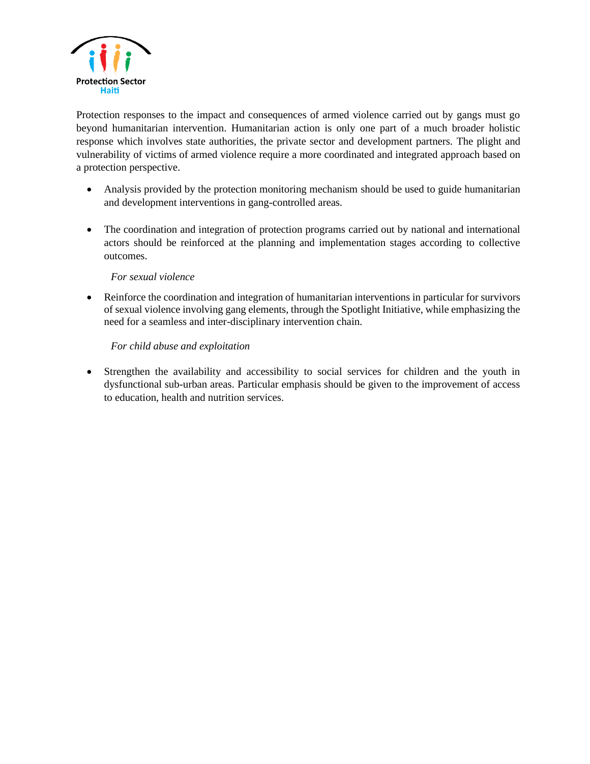Protection responses to the impact and consequences of armed violence carried out by gangs must go beyond humanitarian intervention. Humanitarian action is only one part of a much broader holistic response which involves state authorities, the private sector and development partners. The plight and vulnerability of victims of armed violence require a more coordinated and integrated approach based on a protection perspective.

- Analysis provided by the protection monitoring mechanism should be used to guide humanitarian and development interventions in gang-controlled areas.

- The coordination and integration of protection programs carried out by national and international actors should be reinforced at the planning and implementation stages according to collective outcomes.

*For sexual violence*

- Reinforce the coordination and integration of humanitarian interventions in particular for survivors of sexual violence involving gang elements, through the Spotlight Initiative, while emphasizing the need for a seamless and inter-disciplinary intervention chain.

*For child abuse and exploitation*

- Strengthen the availability and accessibility to social services for children and the youth in dysfunctional sub-urban areas. Particular emphasis should be given to the improvement of access to education, health and nutrition services.